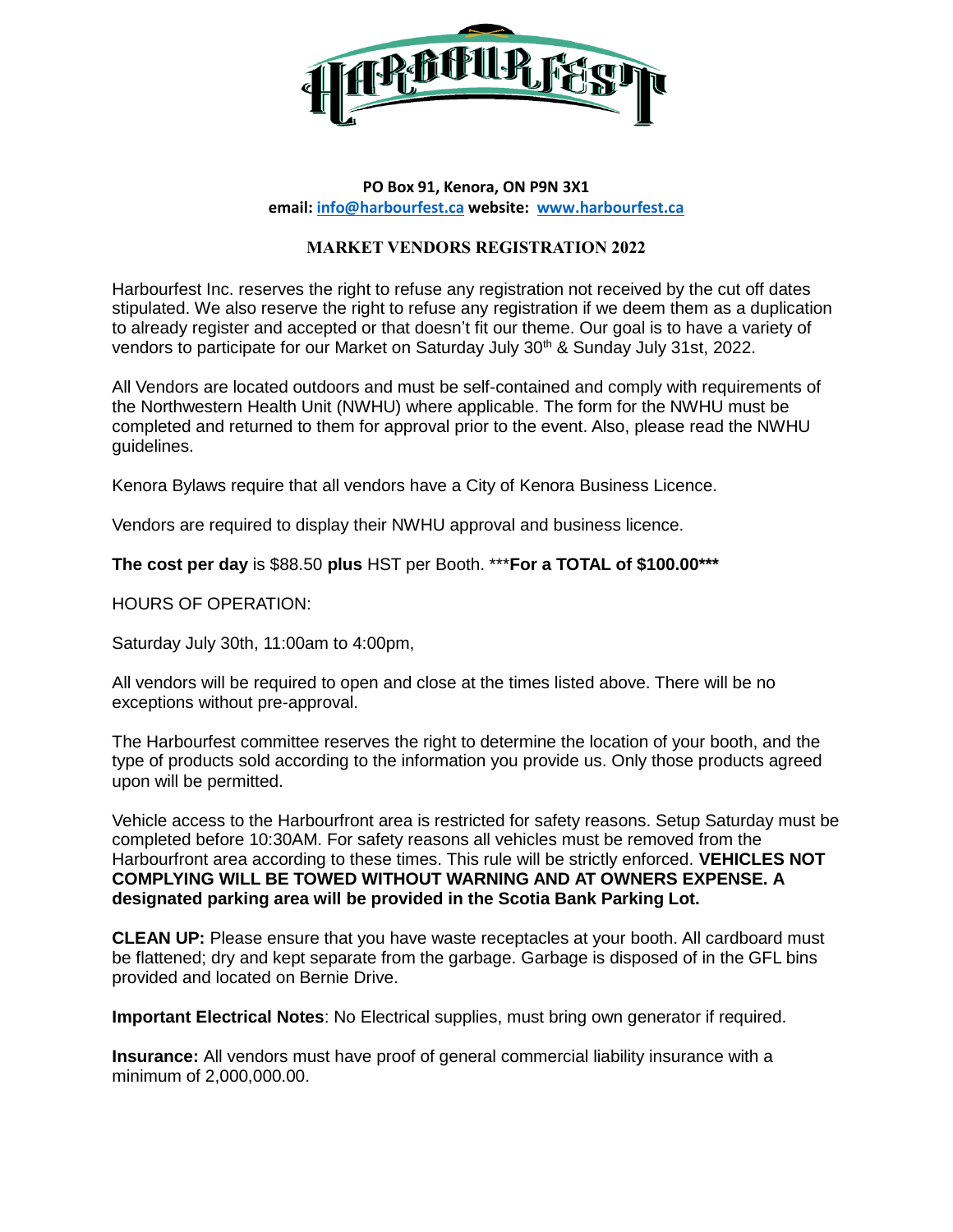# HARBOURFEST

**PO Box 91, Kenora, ON P9N 3X1**
**email: info@harbourfest.ca website: www.harbourfest.ca**

## MARKET VENDORS REGISTRATION 2022

Harbourfest Inc. reserves the right to refuse any registration not received by the cut off dates stipulated. We also reserve the right to refuse any registration if we deem them as a duplication to already register and accepted or that doesn't fit our theme. Our goal is to have a variety of vendors to participate for our Market on Saturday July 30th & Sunday July 31st, 2022.

All Vendors are located outdoors and must be self-contained and comply with requirements of the Northwestern Health Unit (NWHU) where applicable. The form for the NWHU must be completed and returned to them for approval prior to the event. Also, please read the NWHU guidelines.

Kenora Bylaws require that all vendors have a City of Kenora Business Licence.

Vendors are required to display their NWHU approval and business licence.

**The cost per day** is $88.50 **plus** HST per Booth. ***__For a TOTAL of $100.00__***

HOURS OF OPERATION:

Saturday July 30th, 11:00am to 4:00pm,

All vendors will be required to open and close at the times listed above. There will be no exceptions without pre-approval.

The Harbourfest committee reserves the right to determine the location of your booth, and the type of products sold according to the information you provide us. Only those products agreed upon will be permitted.

Vehicle access to the Harbourfront area is restricted for safety reasons. Setup Saturday must be completed before 10:30AM. For safety reasons all vehicles must be removed from the Harbourfront area according to these times. This rule will be strictly enforced. **VEHICLES NOT COMPLYING WILL BE TOWED WITHOUT WARNING AND AT OWNERS EXPENSE. A designated parking area will be provided in the Scotia Bank Parking Lot.**

**CLEAN UP:** Please ensure that you have waste receptacles at your booth. All cardboard must be flattened; dry and kept separate from the garbage. Garbage is disposed of in the GFL bins provided and located on Bernie Drive.

**Important Electrical Notes**: No Electrical supplies, must bring own generator if required.

**Insurance:** All vendors must have proof of general commercial liability insurance with a minimum of 2,000,000.00.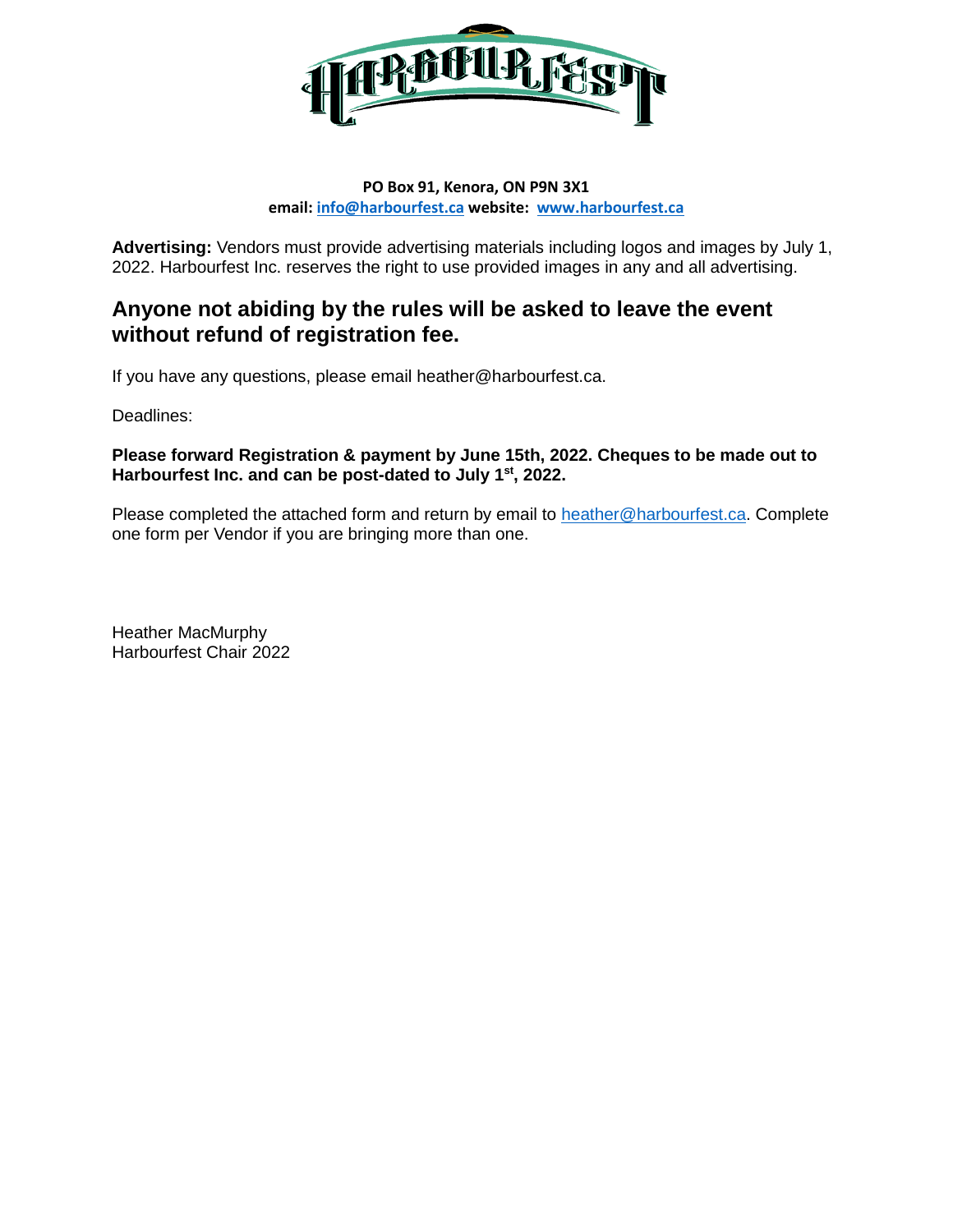**PO Box 91, Kenora, ON P9N 3X1**
**email: info@harbourfest.ca website: www.harbourfest.ca**

**Advertising:** Vendors must provide advertising materials including logos and images by July 1, 2022. Harbourfest Inc. reserves the right to use provided images in any and all advertising.

## Anyone not abiding by the rules will be asked to leave the event without refund of registration fee.

If you have any questions, please email heather@harbourfest.ca.

Deadlines:

**Please forward Registration & payment by June 15th, 2022. Cheques to be made out to Harbourfest Inc. and can be post-dated to July 1st, 2022.**

Please completed the attached form and return by email to heather@harbourfest.ca. Complete one form per Vendor if you are bringing more than one.

Heather MacMurphy
Harbourfest Chair 2022